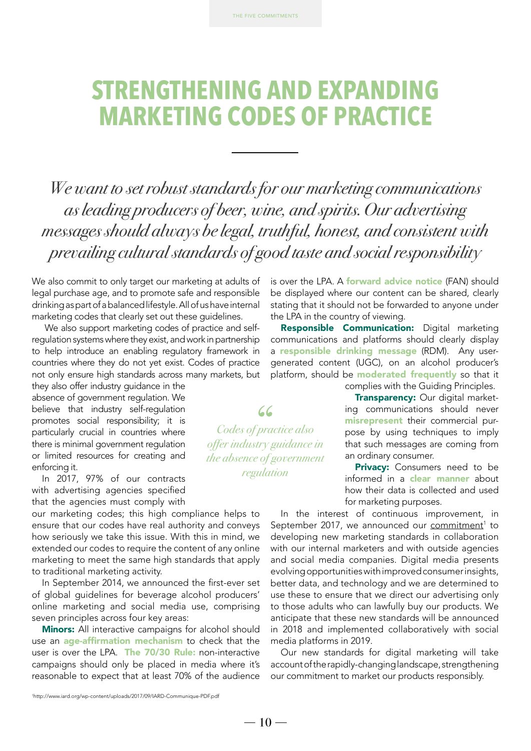# STRENGTHENING AND EXPANDING MARKETING CODES OF PRACTICE

*We want to set robust standards for our marketing communications as leading producers of beer, wine, and spirits. Our advertising messages should always be legal, truthful, honest, and consistent with prevailing cultural standards of good taste and social responsibility*

We also commit to only target our marketing at adults of legal purchase age, and to promote safe and responsible drinking as part of a balanced lifestyle. All of us have internal marketing codes that clearly set out these guidelines.

We also support marketing codes of practice and self-regulation systems where they exist, and work in partnership to help introduce an enabling regulatory framework in countries where they do not yet exist. Codes of practice not only ensure high standards across many markets, but they also offer industry guidance in the absence of government regulation. We believe that industry self-regulation promotes social responsibility; it is particularly crucial in countries where there is minimal government regulation or limited resources for creating and enforcing it.

> *Codes of practice also offer industry guidance in the absence of government regulation*

In 2017, 97% of our contracts with advertising agencies specified that the agencies must comply with our marketing codes; this high compliance helps to ensure that our codes have real authority and conveys how seriously we take this issue. With this in mind, we extended our codes to require the content of any online marketing to meet the same high standards that apply to traditional marketing activity.

In September 2014, we announced the first-ever set of global guidelines for beverage alcohol producers' online marketing and social media use, comprising seven principles across four key areas:

**Minors:** All interactive campaigns for alcohol should use an **age-affirmation mechanism** to check that the user is over the LPA. **The 70/30 Rule:** non-interactive campaigns should only be placed in media where it's reasonable to expect that at least 70% of the audience is over the LPA. A **forward advice notice** (FAN) should be displayed where our content can be shared, clearly stating that it should not be forwarded to anyone under the LPA in the country of viewing.

**Responsible Communication:** Digital marketing communications and platforms should clearly display a **responsible drinking message** (RDM). Any user-generated content (UGC), on an alcohol producer's platform, should be **moderated frequently** so that it complies with the Guiding Principles.

**Transparency:** Our digital marketing communications should never **misrepresent** their commercial purpose by using techniques to imply that such messages are coming from an ordinary consumer.

**Privacy:** Consumers need to be informed in a **clear manner** about how their data is collected and used for marketing purposes.

In the interest of continuous improvement, in September 2017, we announced our commitment[1] to developing new marketing standards in collaboration with our internal marketers and with outside agencies and social media companies. Digital media presents evolving opportunities with improved consumer insights, better data, and technology and we are determined to use these to ensure that we direct our advertising only to those adults who can lawfully buy our products. We anticipate that these new standards will be announced in 2018 and implemented collaboratively with social media platforms in 2019.

Our new standards for digital marketing will take account of the rapidly-changing landscape, strengthening our commitment to market our products responsibly.

[1] http://www.iard.org/wp-content/uploads/2017/09/IARD-Communique-PDF.pdf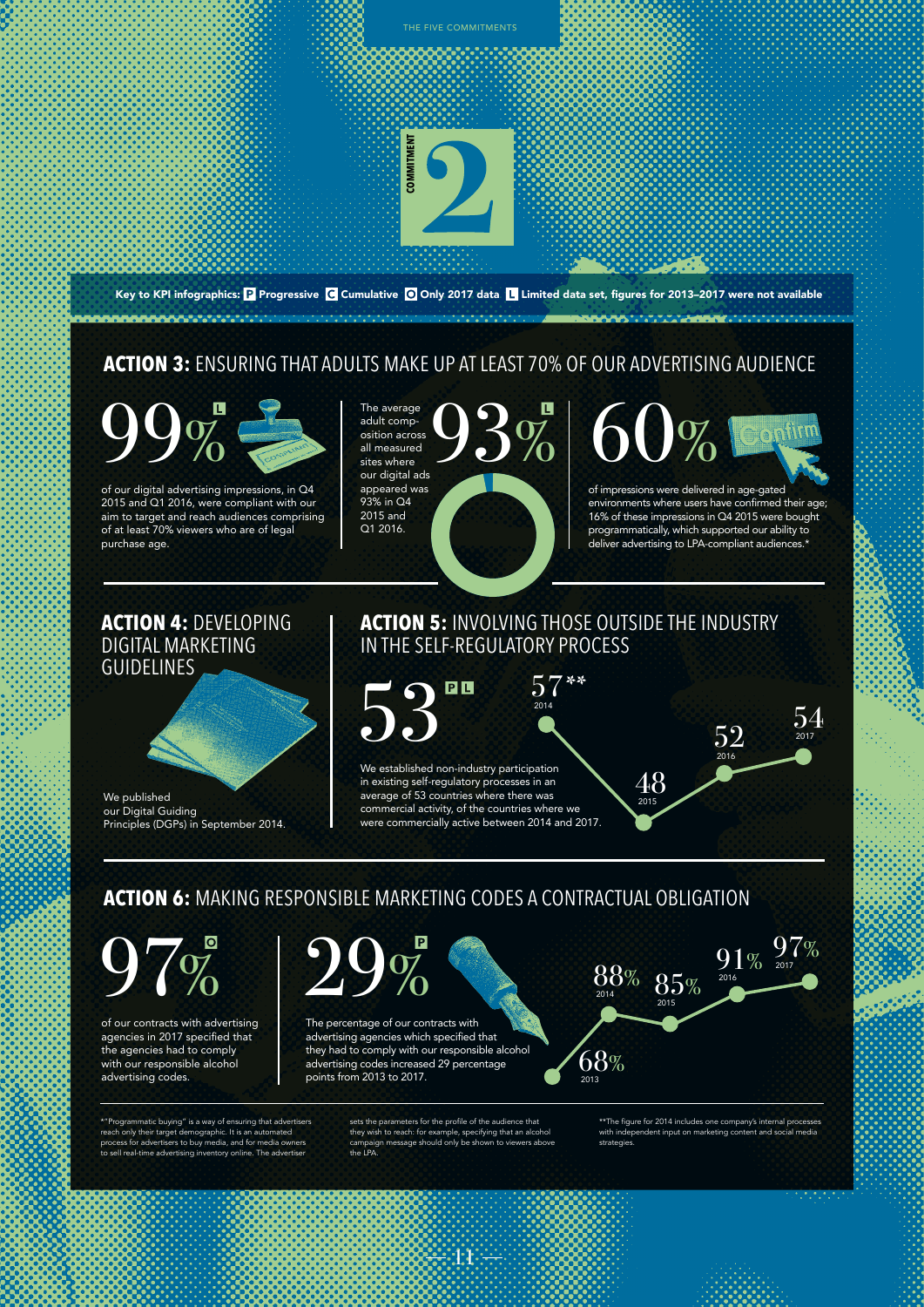# COMMITMENT 2

Key to KPI infographics: **P** Progressive **C** Cumulative **O** Only 2017 data **L** Limited data set, figures for 2013–2017 were not available

## ACTION 3: ENSURING THAT ADULTS MAKE UP AT LEAST 70% OF OUR ADVERTISING AUDIENCE

**99%** L

of our digital advertising impressions, in Q4 2015 and Q1 2016, were compliant with our aim to target and reach audiences comprising of at least 70% viewers who are of legal purchase age.

**93%** L

The average adult composition across all measured sites where our digital ads appeared was 93% in Q4 2015 and Q1 2016.

**60%**

of impressions were delivered in age-gated environments where users have confirmed their age; 16% of these impressions in Q4 2015 were bought programmatically, which supported our ability to deliver advertising to LPA-compliant audiences.*

## ACTION 4: DEVELOPING DIGITAL MARKETING GUIDELINES

We published our Digital Guiding Principles (DGPs) in September 2014.

## ACTION 5: INVOLVING THOSE OUTSIDE THE INDUSTRY IN THE SELF-REGULATORY PROCESS

**53** P L

We established non-industry participation in existing self-regulatory processes in an average of 53 countries where there was commercial activity, of the countries where we were commercially active between 2014 and 2017.

| Year | Countries |
| --- | --- |
| 2014 | 57** |
| 2015 | 48 |
| 2016 | 52 |
| 2017 | 54 |

## ACTION 6: MAKING RESPONSIBLE MARKETING CODES A CONTRACTUAL OBLIGATION

**97%** O

of our contracts with advertising agencies in 2017 specified that the agencies had to comply with our responsible alcohol advertising codes.

**29%** P

The percentage of our contracts with advertising agencies which specified that they had to comply with our responsible alcohol advertising codes increased 29 percentage points from 2013 to 2017.

| Year | Percentage |
| --- | --- |
| 2013 | 68% |
| 2014 | 88% |
| 2015 | 85% |
| 2016 | 91% |
| 2017 | 97% |

*"Programmatic buying" is a way of ensuring that advertisers reach only their target demographic. It is an automated process for advertisers to buy media, and for media owners to sell real-time advertising inventory online. The advertiser sets the parameters for the profile of the audience that they wish to reach: for example, specifying that an alcohol campaign message should only be shown to viewers above the LPA.

**The figure for 2014 includes one company's internal processes with independent input on marketing content and social media strategies.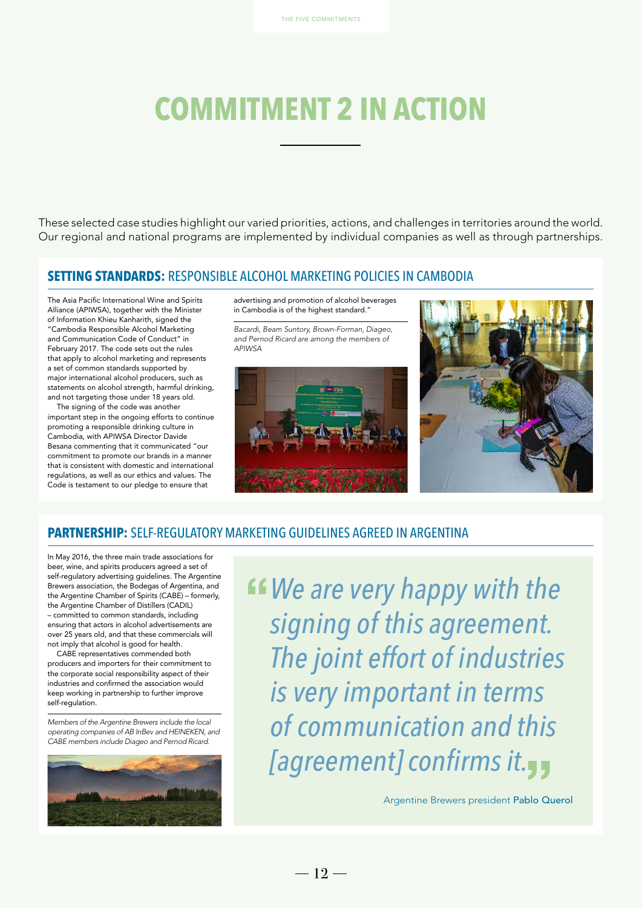# COMMITMENT 2 IN ACTION

These selected case studies highlight our varied priorities, actions, and challenges in territories around the world. Our regional and national programs are implemented by individual companies as well as through partnerships.

## SETTING STANDARDS: RESPONSIBLE ALCOHOL MARKETING POLICIES IN CAMBODIA

The Asia Pacific International Wine and Spirits Alliance (APIWSA), together with the Minister of Information Khieu Kanharith, signed the "Cambodia Responsible Alcohol Marketing and Communication Code of Conduct" in February 2017. The code sets out the rules that apply to alcohol marketing and represents a set of common standards supported by major international alcohol producers, such as statements on alcohol strength, harmful drinking, and not targeting those under 18 years old.

The signing of the code was another important step in the ongoing efforts to continue promoting a responsible drinking culture in Cambodia, with APIWSA Director Davide Besana commenting that it communicated "our commitment to promote our brands in a manner that is consistent with domestic and international regulations, as well as our ethics and values. The Code is testament to our pledge to ensure that advertising and promotion of alcohol beverages in Cambodia is of the highest standard."

*Bacardi, Beam Suntory, Brown-Forman, Diageo, and Pernod Ricard are among the members of APIWSA*

## PARTNERSHIP: SELF-REGULATORY MARKETING GUIDELINES AGREED IN ARGENTINA

In May 2016, the three main trade associations for beer, wine, and spirits producers agreed a set of self-regulatory advertising guidelines. The Argentine Brewers association, the Bodegas of Argentina, and the Argentine Chamber of Spirits (CABE) – formerly, the Argentine Chamber of Distillers (CADIL) – committed to common standards, including ensuring that actors in alcohol advertisements are over 25 years old, and that these commercials will not imply that alcohol is good for health.

CABE representatives commended both producers and importers for their commitment to the corporate social responsibility aspect of their industries and confirmed the association would keep working in partnership to further improve self-regulation.

*Members of the Argentine Brewers include the local operating companies of AB InBev and HEINEKEN, and CABE members include Diageo and Pernod Ricard.*

> "We are very happy with the signing of this agreement. The joint effort of industries is very important in terms of communication and this [agreement] confirms it."
>
> Argentine Brewers president **Pablo Querol**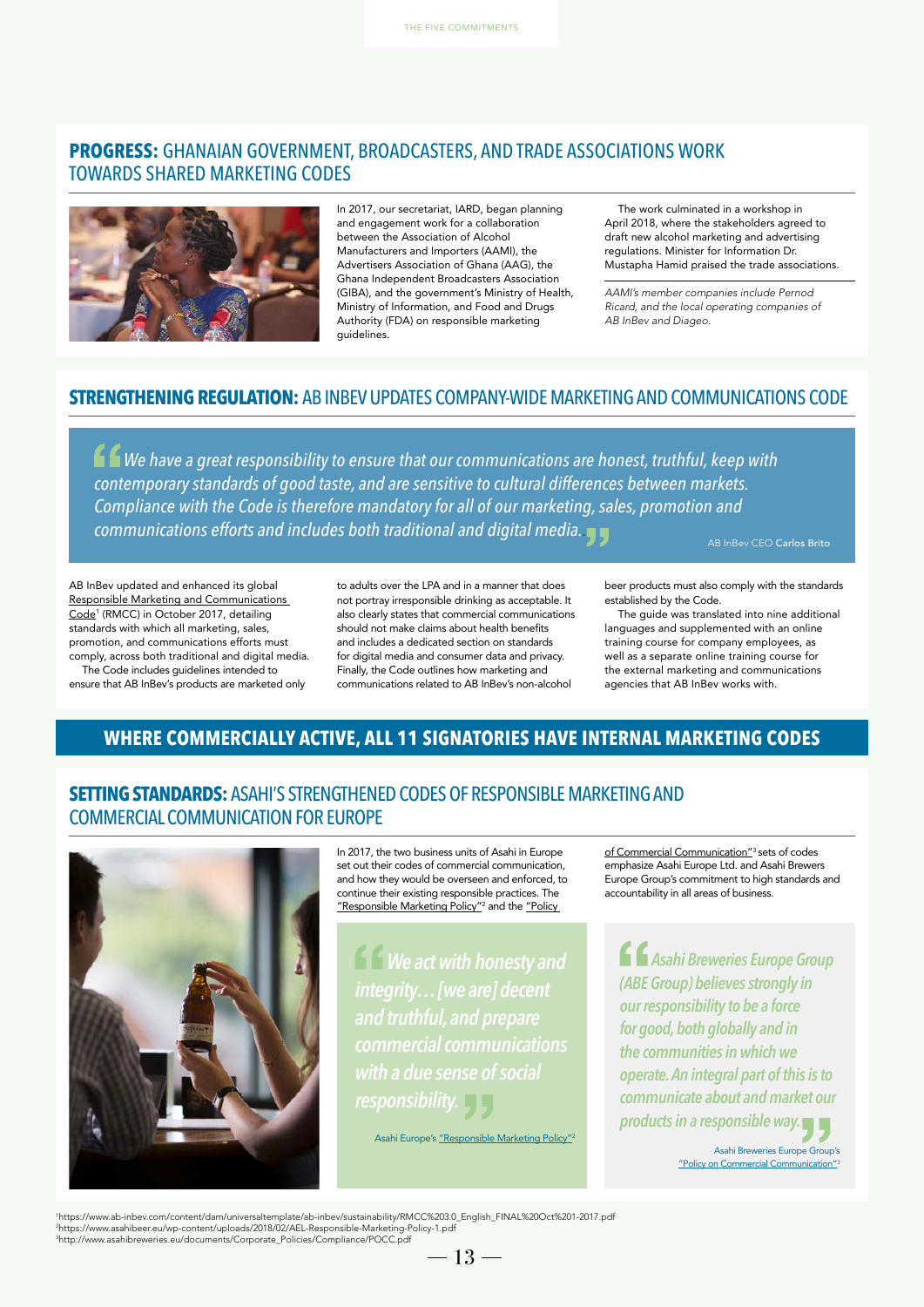## **PROGRESS:** GHANAIAN GOVERNMENT, BROADCASTERS, AND TRADE ASSOCIATIONS WORK TOWARDS SHARED MARKETING CODES

In 2017, our secretariat, IARD, began planning and engagement work for a collaboration between the Association of Alcohol Manufacturers and Importers (AAMI), the Advertisers Association of Ghana (AAG), the Ghana Independent Broadcasters Association (GIBA), and the government's Ministry of Health, Ministry of Information, and Food and Drugs Authority (FDA) on responsible marketing guidelines.

The work culminated in a workshop in April 2018, where the stakeholders agreed to draft new alcohol marketing and advertising regulations. Minister for Information Dr. Mustapha Hamid praised the trade associations.

*AAMI's member companies include Pernod Ricard, and the local operating companies of AB InBev and Diageo.*

## **STRENGTHENING REGULATION:** AB INBEV UPDATES COMPANY-WIDE MARKETING AND COMMUNICATIONS CODE

> *"We have a great responsibility to ensure that our communications are honest, truthful, keep with contemporary standards of good taste, and are sensitive to cultural differences between markets. Compliance with the Code is therefore mandatory for all of our marketing, sales, promotion and communications efforts and includes both traditional and digital media."*
>
> AB InBev CEO **Carlos Brito**

AB InBev updated and enhanced its global Responsible Marketing and Communications Code[1] (RMCC) in October 2017, detailing standards with which all marketing, sales, promotion, and communications efforts must comply, across both traditional and digital media.

The Code includes guidelines intended to ensure that AB InBev's products are marketed only to adults over the LPA and in a manner that does not portray irresponsible drinking as acceptable. It also clearly states that commercial communications should not make claims about health benefits and includes a dedicated section on standards for digital media and consumer data and privacy. Finally, the Code outlines how marketing and communications related to AB InBev's non-alcohol beer products must also comply with the standards established by the Code.

The guide was translated into nine additional languages and supplemented with an online training course for company employees, as well as a separate online training course for the external marketing and communications agencies that AB InBev works with.

## WHERE COMMERCIALLY ACTIVE, ALL 11 SIGNATORIES HAVE INTERNAL MARKETING CODES

## **SETTING STANDARDS:** ASAHI'S STRENGTHENED CODES OF RESPONSIBLE MARKETING AND COMMERCIAL COMMUNICATION FOR EUROPE

In 2017, the two business units of Asahi in Europe set out their codes of commercial communication, and how they would be overseen and enforced, to continue their existing responsible practices. The "Responsible Marketing Policy"[2] and the "Policy of Commercial Communication"[3] sets of codes emphasize Asahi Europe Ltd. and Asahi Brewers Europe Group's commitment to high standards and accountability in all areas of business.

> *"We act with honesty and integrity…[we are] decent and truthful, and prepare commercial communications with a due sense of social responsibility."*
>
> Asahi Europe's "Responsible Marketing Policy"[2]

> *"Asahi Breweries Europe Group (ABE Group) believes strongly in our responsibility to be a force for good, both globally and in the communities in which we operate. An integral part of this is to communicate about and market our products in a responsible way."*
>
> Asahi Breweries Europe Group's "Policy on Commercial Communication"[3]

[1] https://www.ab-inbev.com/content/dam/universaltemplate/ab-inbev/sustainability/RMCC%203.0_English_FINAL%20Oct%201-2017.pdf
[2] https://www.asahibeer.eu/wp-content/uploads/2018/02/AEL-Responsible-Marketing-Policy-1.pdf
[3] http://www.asahibreweries.eu/documents/Corporate_Policies/Compliance/POCC.pdf